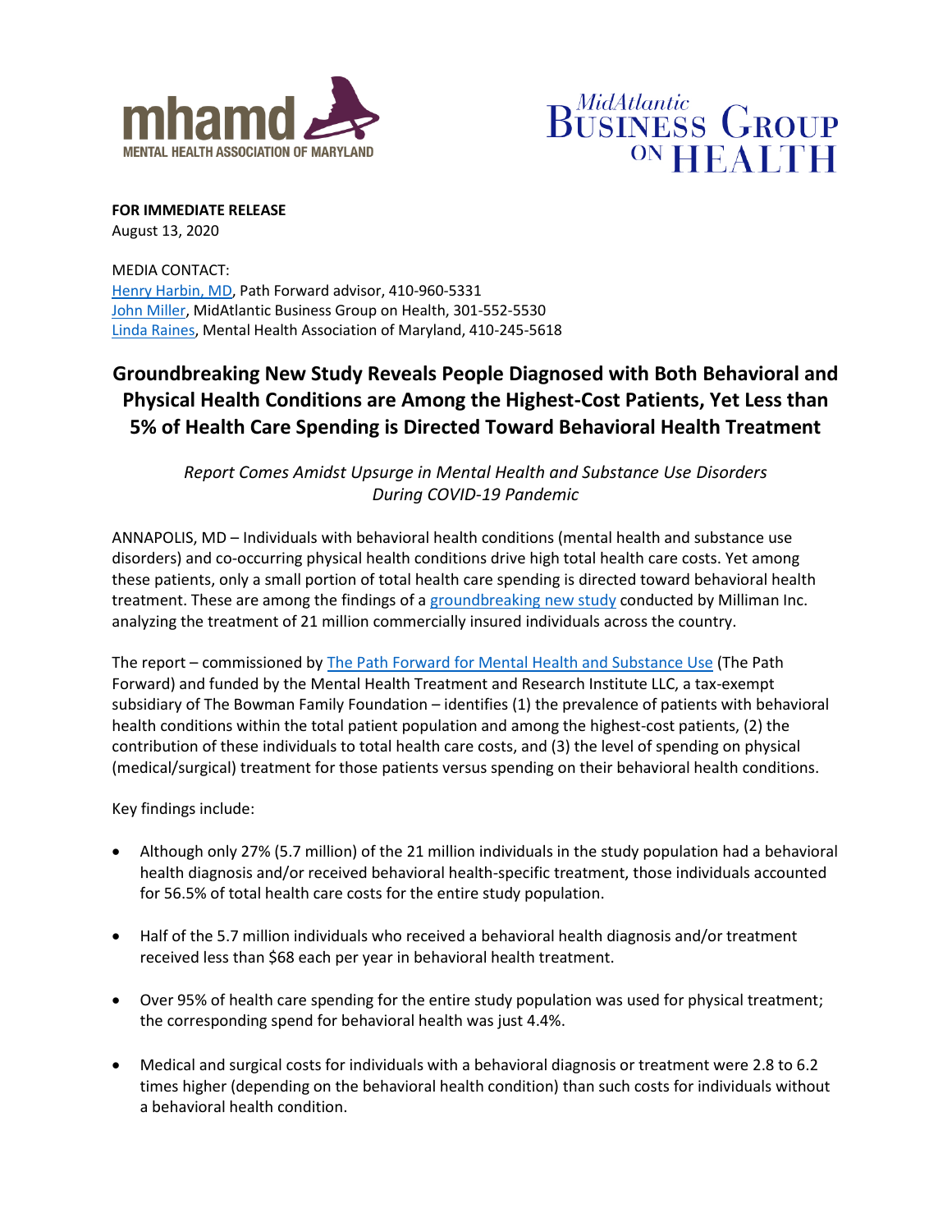mhamd
MENTAL HEALTH ASSOCIATION OF MARYLAND

MidAtlantic BUSINESS GROUP ON HEALTH

**FOR IMMEDIATE RELEASE**
August 13, 2020

MEDIA CONTACT:
Henry Harbin, MD, Path Forward advisor, 410-960-5331
John Miller, MidAtlantic Business Group on Health, 301-552-5530
Linda Raines, Mental Health Association of Maryland, 410-245-5618

# Groundbreaking New Study Reveals People Diagnosed with Both Behavioral and Physical Health Conditions are Among the Highest-Cost Patients, Yet Less than 5% of Health Care Spending is Directed Toward Behavioral Health Treatment

*Report Comes Amidst Upsurge in Mental Health and Substance Use Disorders During COVID-19 Pandemic*

ANNAPOLIS, MD – Individuals with behavioral health conditions (mental health and substance use disorders) and co-occurring physical health conditions drive high total health care costs. Yet among these patients, only a small portion of total health care spending is directed toward behavioral health treatment. These are among the findings of a groundbreaking new study conducted by Milliman Inc. analyzing the treatment of 21 million commercially insured individuals across the country.

The report – commissioned by The Path Forward for Mental Health and Substance Use (The Path Forward) and funded by the Mental Health Treatment and Research Institute LLC, a tax-exempt subsidiary of The Bowman Family Foundation – identifies (1) the prevalence of patients with behavioral health conditions within the total patient population and among the highest-cost patients, (2) the contribution of these individuals to total health care costs, and (3) the level of spending on physical (medical/surgical) treatment for those patients versus spending on their behavioral health conditions.

Key findings include:

- Although only 27% (5.7 million) of the 21 million individuals in the study population had a behavioral health diagnosis and/or received behavioral health-specific treatment, those individuals accounted for 56.5% of total health care costs for the entire study population.
- Half of the 5.7 million individuals who received a behavioral health diagnosis and/or treatment received less than $68 each per year in behavioral health treatment.
- Over 95% of health care spending for the entire study population was used for physical treatment; the corresponding spend for behavioral health was just 4.4%.
- Medical and surgical costs for individuals with a behavioral diagnosis or treatment were 2.8 to 6.2 times higher (depending on the behavioral health condition) than such costs for individuals without a behavioral health condition.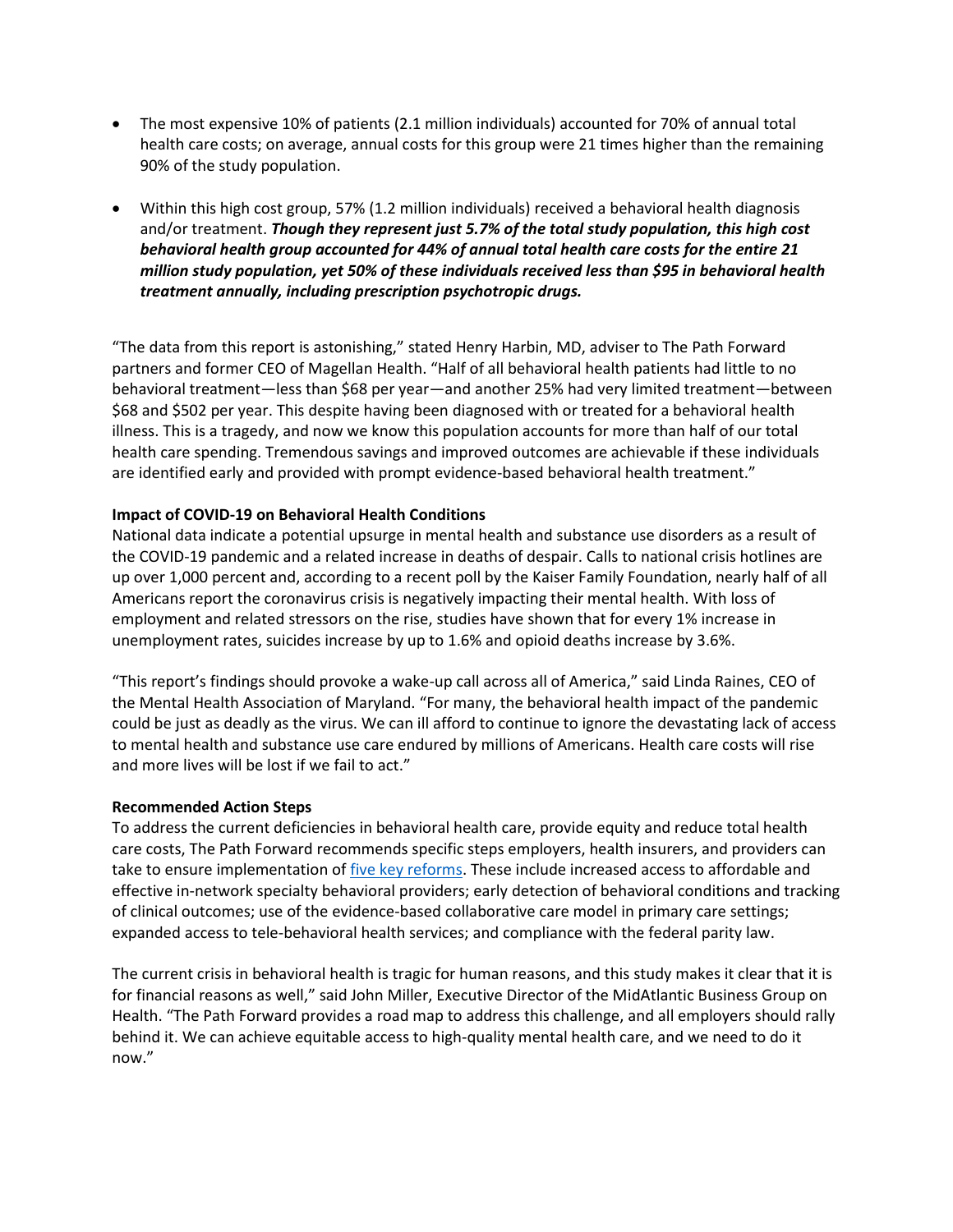- The most expensive 10% of patients (2.1 million individuals) accounted for 70% of annual total health care costs; on average, annual costs for this group were 21 times higher than the remaining 90% of the study population.

- Within this high cost group, 57% (1.2 million individuals) received a behavioral health diagnosis and/or treatment. ***Though they represent just 5.7% of the total study population, this high cost behavioral health group accounted for 44% of annual total health care costs for the entire 21 million study population, yet 50% of these individuals received less than $95 in behavioral health treatment annually, including prescription psychotropic drugs.***

"The data from this report is astonishing," stated Henry Harbin, MD, adviser to The Path Forward partners and former CEO of Magellan Health. "Half of all behavioral health patients had little to no behavioral treatment—less than $68 per year—and another 25% had very limited treatment—between $68 and $502 per year. This despite having been diagnosed with or treated for a behavioral health illness. This is a tragedy, and now we know this population accounts for more than half of our total health care spending. Tremendous savings and improved outcomes are achievable if these individuals are identified early and provided with prompt evidence-based behavioral health treatment."

**Impact of COVID-19 on Behavioral Health Conditions**

National data indicate a potential upsurge in mental health and substance use disorders as a result of the COVID-19 pandemic and a related increase in deaths of despair. Calls to national crisis hotlines are up over 1,000 percent and, according to a recent poll by the Kaiser Family Foundation, nearly half of all Americans report the coronavirus crisis is negatively impacting their mental health. With loss of employment and related stressors on the rise, studies have shown that for every 1% increase in unemployment rates, suicides increase by up to 1.6% and opioid deaths increase by 3.6%.

"This report's findings should provoke a wake-up call across all of America," said Linda Raines, CEO of the Mental Health Association of Maryland. "For many, the behavioral health impact of the pandemic could be just as deadly as the virus. We can ill afford to continue to ignore the devastating lack of access to mental health and substance use care endured by millions of Americans. Health care costs will rise and more lives will be lost if we fail to act."

**Recommended Action Steps**

To address the current deficiencies in behavioral health care, provide equity and reduce total health care costs, The Path Forward recommends specific steps employers, health insurers, and providers can take to ensure implementation of five key reforms. These include increased access to affordable and effective in-network specialty behavioral providers; early detection of behavioral conditions and tracking of clinical outcomes; use of the evidence-based collaborative care model in primary care settings; expanded access to tele-behavioral health services; and compliance with the federal parity law.

The current crisis in behavioral health is tragic for human reasons, and this study makes it clear that it is for financial reasons as well," said John Miller, Executive Director of the MidAtlantic Business Group on Health. "The Path Forward provides a road map to address this challenge, and all employers should rally behind it. We can achieve equitable access to high-quality mental health care, and we need to do it now."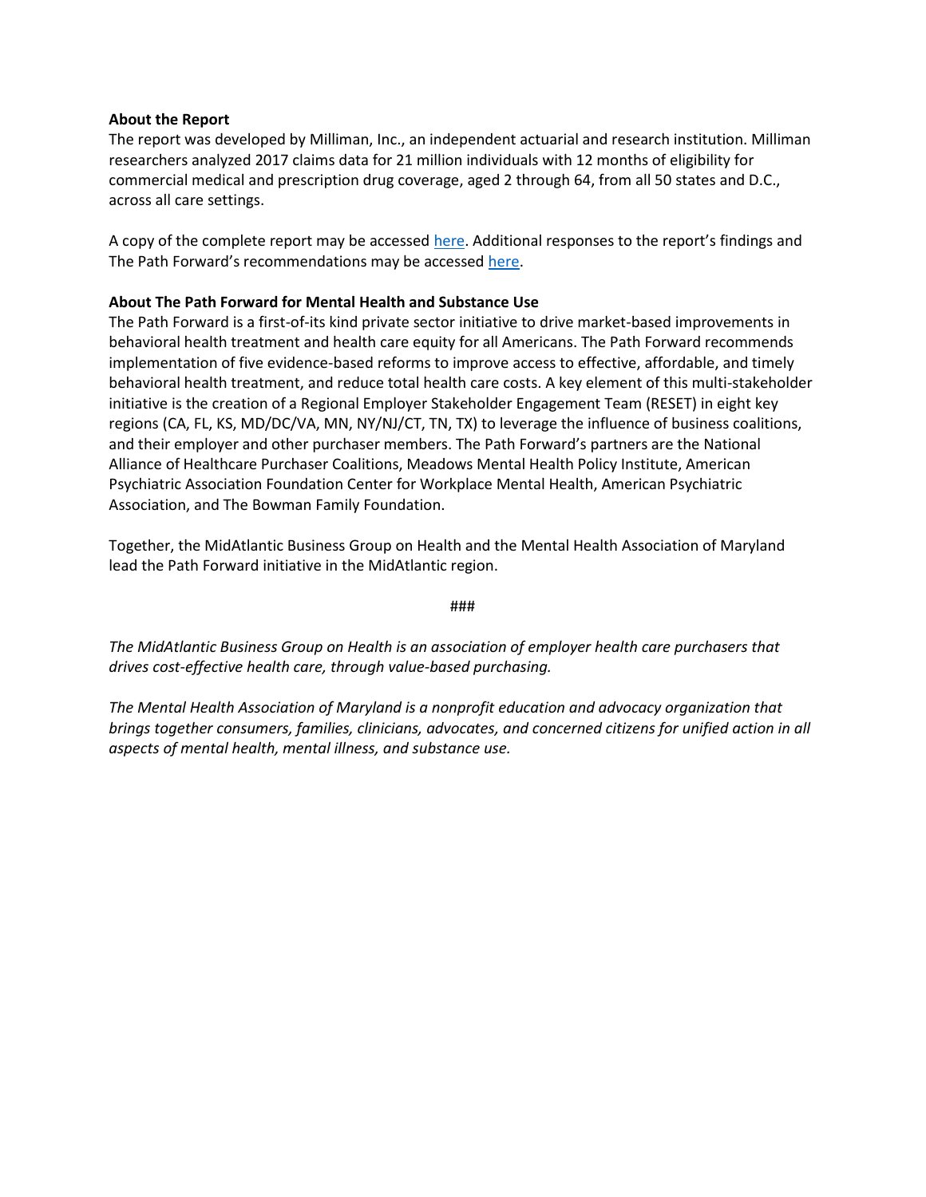**About the Report**

The report was developed by Milliman, Inc., an independent actuarial and research institution. Milliman researchers analyzed 2017 claims data for 21 million individuals with 12 months of eligibility for commercial medical and prescription drug coverage, aged 2 through 64, from all 50 states and D.C., across all care settings.

A copy of the complete report may be accessed here. Additional responses to the report's findings and The Path Forward's recommendations may be accessed here.

**About The Path Forward for Mental Health and Substance Use**

The Path Forward is a first-of-its kind private sector initiative to drive market-based improvements in behavioral health treatment and health care equity for all Americans. The Path Forward recommends implementation of five evidence-based reforms to improve access to effective, affordable, and timely behavioral health treatment, and reduce total health care costs. A key element of this multi-stakeholder initiative is the creation of a Regional Employer Stakeholder Engagement Team (RESET) in eight key regions (CA, FL, KS, MD/DC/VA, MN, NY/NJ/CT, TN, TX) to leverage the influence of business coalitions, and their employer and other purchaser members. The Path Forward's partners are the National Alliance of Healthcare Purchaser Coalitions, Meadows Mental Health Policy Institute, American Psychiatric Association Foundation Center for Workplace Mental Health, American Psychiatric Association, and The Bowman Family Foundation.

Together, the MidAtlantic Business Group on Health and the Mental Health Association of Maryland lead the Path Forward initiative in the MidAtlantic region.

###

*The MidAtlantic Business Group on Health is an association of employer health care purchasers that drives cost-effective health care, through value-based purchasing.*

*The Mental Health Association of Maryland is a nonprofit education and advocacy organization that brings together consumers, families, clinicians, advocates, and concerned citizens for unified action in all aspects of mental health, mental illness, and substance use.*